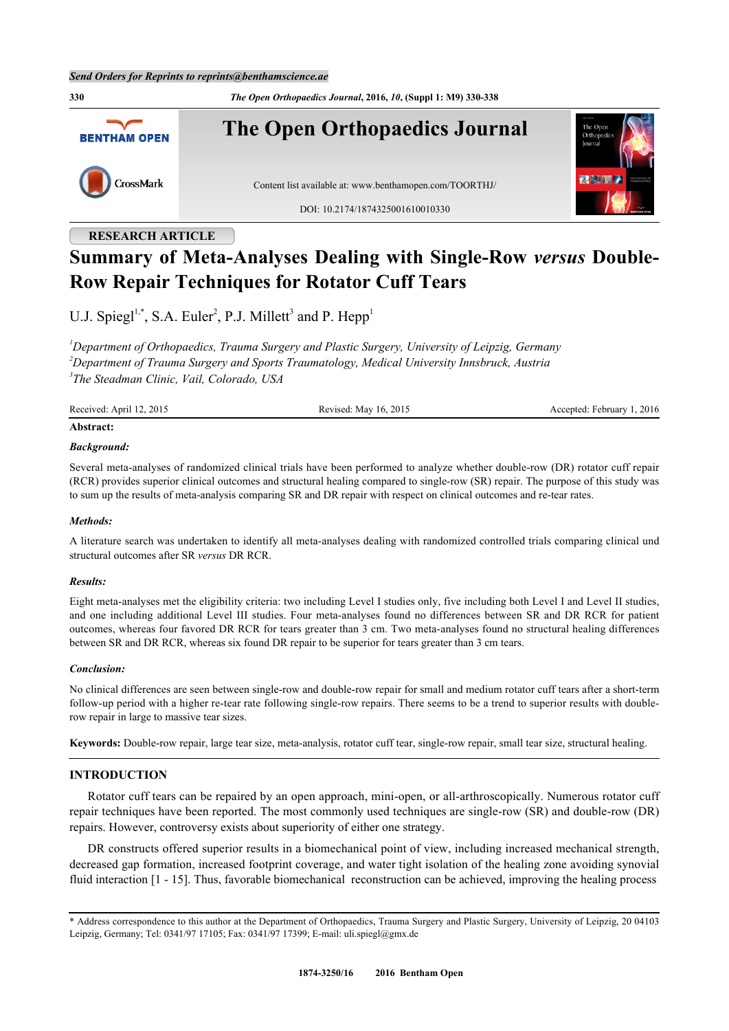RESEARCH ARTICLE

# Summary of Meta-Analyses Dealing with Single-Row *versus* Double-Row Repair Techniques for Rotator Cuff Tears

U.J. Spiegl[1,*], S.A. Euler[2], P.J. Millett[3] and P. Hepp[1]

[1] *Department of Orthopaedics, Trauma Surgery and Plastic Surgery, University of Leipzig, Germany*
[2] *Department of Trauma Surgery and Sports Traumatology, Medical University Innsbruck, Austria*
[3] *The Steadman Clinic, Vail, Colorado, USA*

Received: April 12, 2015 Revised: May 16, 2015 Accepted: February 1, 2016

**Abstract:**

***Background:***

Several meta-analyses of randomized clinical trials have been performed to analyze whether double-row (DR) rotator cuff repair (RCR) provides superior clinical outcomes and structural healing compared to single-row (SR) repair. The purpose of this study was to sum up the results of meta-analysis comparing SR and DR repair with respect on clinical outcomes and re-tear rates.

***Methods:***

A literature search was undertaken to identify all meta-analyses dealing with randomized controlled trials comparing clinical und structural outcomes after SR *versus* DR RCR.

***Results:***

Eight meta-analyses met the eligibility criteria: two including Level I studies only, five including both Level I and Level II studies, and one including additional Level III studies. Four meta-analyses found no differences between SR and DR RCR for patient outcomes, whereas four favored DR RCR for tears greater than 3 cm. Two meta-analyses found no structural healing differences between SR and DR RCR, whereas six found DR repair to be superior for tears greater than 3 cm tears.

***Conclusion:***

No clinical differences are seen between single-row and double-row repair for small and medium rotator cuff tears after a short-term follow-up period with a higher re-tear rate following single-row repairs. There seems to be a trend to superior results with double-row repair in large to massive tear sizes.

**Keywords:** Double-row repair, large tear size, meta-analysis, rotator cuff tear, single-row repair, small tear size, structural healing.

## INTRODUCTION

Rotator cuff tears can be repaired by an open approach, mini-open, or all-arthroscopically. Numerous rotator cuff repair techniques have been reported. The most commonly used techniques are single-row (SR) and double-row (DR) repairs. However, controversy exists about superiority of either one strategy.

DR constructs offered superior results in a biomechanical point of view, including increased mechanical strength, decreased gap formation, increased footprint coverage, and water tight isolation of the healing zone avoiding synovial fluid interaction [1 - 15]. Thus, favorable biomechanical reconstruction can be achieved, improving the healing process

* Address correspondence to this author at the Department of Orthopaedics, Trauma Surgery and Plastic Surgery, University of Leipzig, 20 04103 Leipzig, Germany; Tel: 0341/97 17105; Fax: 0341/97 17399; E-mail: uli.spiegl@gmx.de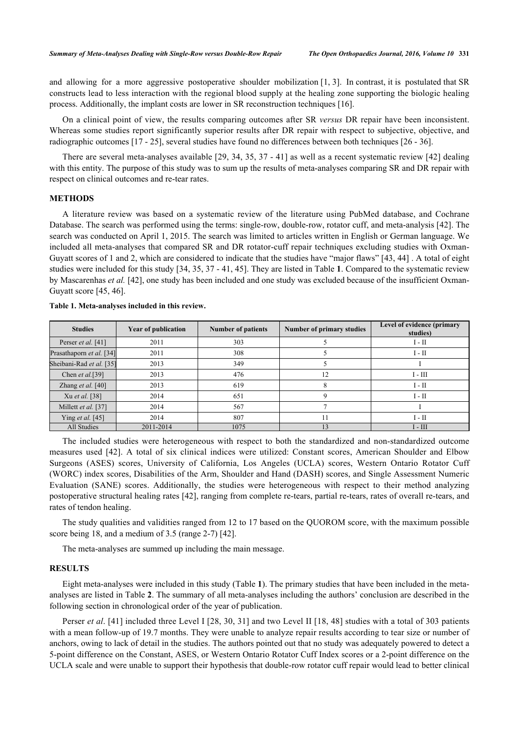and allowing for a more aggressive postoperative shoulder mobilization [1, 3]. In contrast, it is postulated that SR constructs lead to less interaction with the regional blood supply at the healing zone supporting the biologic healing process. Additionally, the implant costs are lower in SR reconstruction techniques [16].

On a clinical point of view, the results comparing outcomes after SR *versus* DR repair have been inconsistent. Whereas some studies report significantly superior results after DR repair with respect to subjective, objective, and radiographic outcomes [17 - 25], several studies have found no differences between both techniques [26 - 36].

There are several meta-analyses available [29, 34, 35, 37 - 41] as well as a recent systematic review [42] dealing with this entity. The purpose of this study was to sum up the results of meta-analyses comparing SR and DR repair with respect on clinical outcomes and re-tear rates.

## METHODS

A literature review was based on a systematic review of the literature using PubMed database, and Cochrane Database. The search was performed using the terms: single-row, double-row, rotator cuff, and meta-analysis [42]. The search was conducted on April 1, 2015. The search was limited to articles written in English or German language. We included all meta-analyses that compared SR and DR rotator-cuff repair techniques excluding studies with Oxman-Guyatt scores of 1 and 2, which are considered to indicate that the studies have "major flaws" [43, 44] . A total of eight studies were included for this study [34, 35, 37 - 41, 45]. They are listed in Table **1**. Compared to the systematic review by Mascarenhas *et al.* [42], one study has been included and one study was excluded because of the insufficient Oxman-Guyatt score [45, 46].

**Table 1. Meta-analyses included in this review.**

| Studies | Year of publication | Number of patients | Number of primary studies | Level of evidence (primary studies) |
|---|---|---|---|---|
| Perser *et al.* [41] | 2011 | 303 | 5 | I - II |
| Prasathaporn *et al.* [34] | 2011 | 308 | 5 | I - II |
| Sheibani-Rad *et al.* [35] | 2013 | 349 | 5 | I |
| Chen *et al.*[39] | 2013 | 476 | 12 | I - III |
| Zhang *et al.* [40] | 2013 | 619 | 8 | I - II |
| Xu *et al.* [38] | 2014 | 651 | 9 | I - II |
| Millett *et al.* [37] | 2014 | 567 | 7 | I |
| Ying *et al.* [45] | 2014 | 807 | 11 | I - II |
| All Studies | 2011-2014 | 1075 | 13 | I - III |

The included studies were heterogeneous with respect to both the standardized and non-standardized outcome measures used [42]. A total of six clinical indices were utilized: Constant scores, American Shoulder and Elbow Surgeons (ASES) scores, University of California, Los Angeles (UCLA) scores, Western Ontario Rotator Cuff (WORC) index scores, Disabilities of the Arm, Shoulder and Hand (DASH) scores, and Single Assessment Numeric Evaluation (SANE) scores. Additionally, the studies were heterogeneous with respect to their method analyzing postoperative structural healing rates [42], ranging from complete re-tears, partial re-tears, rates of overall re-tears, and rates of tendon healing.

The study qualities and validities ranged from 12 to 17 based on the QUOROM score, with the maximum possible score being 18, and a medium of 3.5 (range 2-7) [42].

The meta-analyses are summed up including the main message.

## RESULTS

Eight meta-analyses were included in this study (Table **1**). The primary studies that have been included in the meta-analyses are listed in Table **2**. The summary of all meta-analyses including the authors' conclusion are described in the following section in chronological order of the year of publication.

Perser *et al*. [41] included three Level I [28, 30, 31] and two Level II [18, 48] studies with a total of 303 patients with a mean follow-up of 19.7 months. They were unable to analyze repair results according to tear size or number of anchors, owing to lack of detail in the studies. The authors pointed out that no study was adequately powered to detect a 5-point difference on the Constant, ASES, or Western Ontario Rotator Cuff Index scores or a 2-point difference on the UCLA scale and were unable to support their hypothesis that double-row rotator cuff repair would lead to better clinical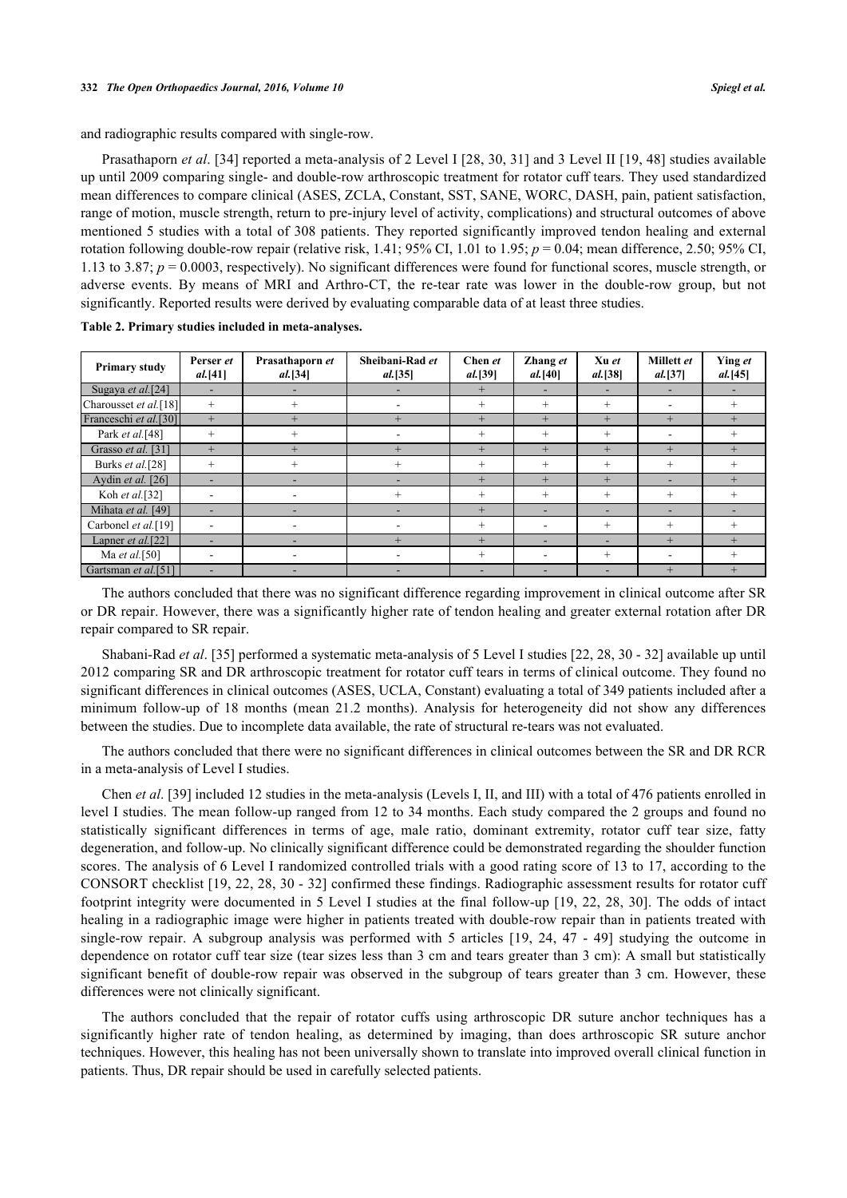and radiographic results compared with single-row.

Prasathaporn *et al*. [34] reported a meta-analysis of 2 Level I [28, 30, 31] and 3 Level II [19, 48] studies available up until 2009 comparing single- and double-row arthroscopic treatment for rotator cuff tears. They used standardized mean differences to compare clinical (ASES, ZCLA, Constant, SST, SANE, WORC, DASH, pain, patient satisfaction, range of motion, muscle strength, return to pre-injury level of activity, complications) and structural outcomes of above mentioned 5 studies with a total of 308 patients. They reported significantly improved tendon healing and external rotation following double-row repair (relative risk, 1.41; 95% CI, 1.01 to 1.95; $p = 0.04$; mean difference, 2.50; 95% CI, 1.13 to 3.87; $p = 0.0003$, respectively). No significant differences were found for functional scores, muscle strength, or adverse events. By means of MRI and Arthro-CT, the re-tear rate was lower in the double-row group, but not significantly. Reported results were derived by evaluating comparable data of at least three studies.

**Table 2. Primary studies included in meta-analyses.**

| Primary study | Perser *et al.*[41] | Prasathaporn *et al.*[34] | Sheibani-Rad *et al.*[35] | Chen *et al.*[39] | Zhang *et al.*[40] | Xu *et al.*[38] | Millett *et al.*[37] | Ying *et al.*[45] |
|---|---|---|---|---|---|---|---|---|
| Sugaya *et al.*[24] | - | - | - | + | - | - | - | - |
| Charousset *et al.*[18] | + | + | - | + | + | + | - | + |
| Franceschi *et al.*[30] | + | + | + | + | + | + | + | + |
| Park *et al.*[48] | + | + | - | + | + | + | - | + |
| Grasso *et al.* [31] | + | + | + | + | + | + | + | + |
| Burks *et al.*[28] | + | + | + | + | + | + | + | + |
| Aydin *et al.* [26] | - | - | - | + | + | + | - | + |
| Koh *et al.*[32] | - | - | + | + | + | + | + | + |
| Mihata *et al.* [49] | - | - | - | + | - | - | - | - |
| Carbonel *et al.*[19] | - | - | - | + | - | + | + | + |
| Lapner *et al.*[22] | - | - | + | + | - | - | + | + |
| Ma *et al.*[50] | - | - | - | + | - | + | - | + |
| Gartsman *et al.*[51] | - | - | - | - | - | - | + | + |

The authors concluded that there was no significant difference regarding improvement in clinical outcome after SR or DR repair. However, there was a significantly higher rate of tendon healing and greater external rotation after DR repair compared to SR repair.

Shabani-Rad *et al*. [35] performed a systematic meta-analysis of 5 Level I studies [22, 28, 30 - 32] available up until 2012 comparing SR and DR arthroscopic treatment for rotator cuff tears in terms of clinical outcome. They found no significant differences in clinical outcomes (ASES, UCLA, Constant) evaluating a total of 349 patients included after a minimum follow-up of 18 months (mean 21.2 months). Analysis for heterogeneity did not show any differences between the studies. Due to incomplete data available, the rate of structural re-tears was not evaluated.

The authors concluded that there were no significant differences in clinical outcomes between the SR and DR RCR in a meta-analysis of Level I studies.

Chen *et al*. [39] included 12 studies in the meta-analysis (Levels I, II, and III) with a total of 476 patients enrolled in level I studies. The mean follow-up ranged from 12 to 34 months. Each study compared the 2 groups and found no statistically significant differences in terms of age, male ratio, dominant extremity, rotator cuff tear size, fatty degeneration, and follow-up. No clinically significant difference could be demonstrated regarding the shoulder function scores. The analysis of 6 Level I randomized controlled trials with a good rating score of 13 to 17, according to the CONSORT checklist [19, 22, 28, 30 - 32] confirmed these findings. Radiographic assessment results for rotator cuff footprint integrity were documented in 5 Level I studies at the final follow-up [19, 22, 28, 30]. The odds of intact healing in a radiographic image were higher in patients treated with double-row repair than in patients treated with single-row repair. A subgroup analysis was performed with 5 articles [19, 24, 47 - 49] studying the outcome in dependence on rotator cuff tear size (tear sizes less than 3 cm and tears greater than 3 cm): A small but statistically significant benefit of double-row repair was observed in the subgroup of tears greater than 3 cm. However, these differences were not clinically significant.

The authors concluded that the repair of rotator cuffs using arthroscopic DR suture anchor techniques has a significantly higher rate of tendon healing, as determined by imaging, than does arthroscopic SR suture anchor techniques. However, this healing has not been universally shown to translate into improved overall clinical function in patients. Thus, DR repair should be used in carefully selected patients.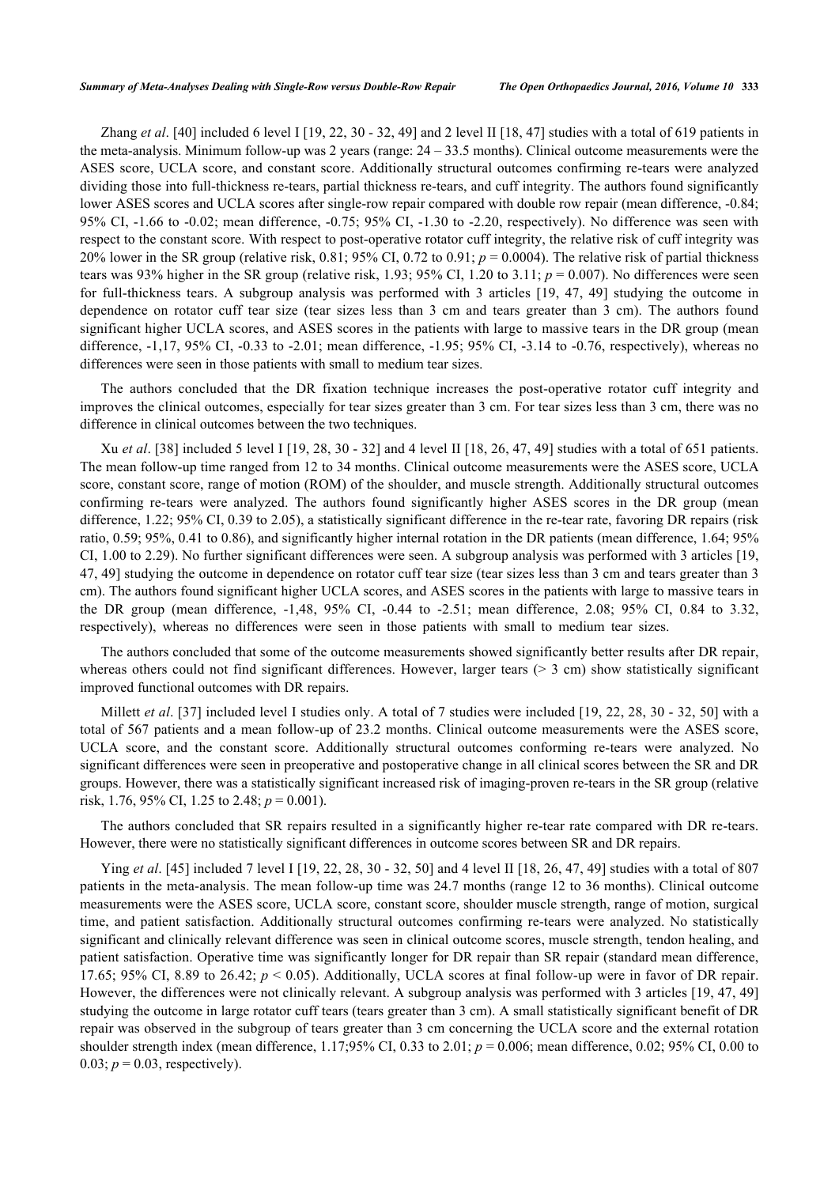Zhang *et al*. [40] included 6 level I [19, 22, 30 - 32, 49] and 2 level II [18, 47] studies with a total of 619 patients in the meta-analysis. Minimum follow-up was 2 years (range: 24 – 33.5 months). Clinical outcome measurements were the ASES score, UCLA score, and constant score. Additionally structural outcomes confirming re-tears were analyzed dividing those into full-thickness re-tears, partial thickness re-tears, and cuff integrity. The authors found significantly lower ASES scores and UCLA scores after single-row repair compared with double row repair (mean difference, -0.84; 95% CI, -1.66 to -0.02; mean difference, -0.75; 95% CI, -1.30 to -2.20, respectively). No difference was seen with respect to the constant score. With respect to post-operative rotator cuff integrity, the relative risk of cuff integrity was 20% lower in the SR group (relative risk, 0.81; 95% CI, 0.72 to 0.91; $p = 0.0004$). The relative risk of partial thickness tears was 93% higher in the SR group (relative risk, 1.93; 95% CI, 1.20 to 3.11; $p = 0.007$). No differences were seen for full-thickness tears. A subgroup analysis was performed with 3 articles [19, 47, 49] studying the outcome in dependence on rotator cuff tear size (tear sizes less than 3 cm and tears greater than 3 cm). The authors found significant higher UCLA scores, and ASES scores in the patients with large to massive tears in the DR group (mean difference, -1,17, 95% CI, -0.33 to -2.01; mean difference, -1.95; 95% CI, -3.14 to -0.76, respectively), whereas no differences were seen in those patients with small to medium tear sizes.

The authors concluded that the DR fixation technique increases the post-operative rotator cuff integrity and improves the clinical outcomes, especially for tear sizes greater than 3 cm. For tear sizes less than 3 cm, there was no difference in clinical outcomes between the two techniques.

Xu *et al*. [38] included 5 level I [19, 28, 30 - 32] and 4 level II [18, 26, 47, 49] studies with a total of 651 patients. The mean follow-up time ranged from 12 to 34 months. Clinical outcome measurements were the ASES score, UCLA score, constant score, range of motion (ROM) of the shoulder, and muscle strength. Additionally structural outcomes confirming re-tears were analyzed. The authors found significantly higher ASES scores in the DR group (mean difference, 1.22; 95% CI, 0.39 to 2.05), a statistically significant difference in the re-tear rate, favoring DR repairs (risk ratio, 0.59; 95%, 0.41 to 0.86), and significantly higher internal rotation in the DR patients (mean difference, 1.64; 95% CI, 1.00 to 2.29). No further significant differences were seen. A subgroup analysis was performed with 3 articles [19, 47, 49] studying the outcome in dependence on rotator cuff tear size (tear sizes less than 3 cm and tears greater than 3 cm). The authors found significant higher UCLA scores, and ASES scores in the patients with large to massive tears in the DR group (mean difference, -1,48, 95% CI, -0.44 to -2.51; mean difference, 2.08; 95% CI, 0.84 to 3.32, respectively), whereas no differences were seen in those patients with small to medium tear sizes.

The authors concluded that some of the outcome measurements showed significantly better results after DR repair, whereas others could not find significant differences. However, larger tears (> 3 cm) show statistically significant improved functional outcomes with DR repairs.

Millett *et al*. [37] included level I studies only. A total of 7 studies were included [19, 22, 28, 30 - 32, 50] with a total of 567 patients and a mean follow-up of 23.2 months. Clinical outcome measurements were the ASES score, UCLA score, and the constant score. Additionally structural outcomes conforming re-tears were analyzed. No significant differences were seen in preoperative and postoperative change in all clinical scores between the SR and DR groups. However, there was a statistically significant increased risk of imaging-proven re-tears in the SR group (relative risk, 1.76, 95% CI, 1.25 to 2.48; $p = 0.001$).

The authors concluded that SR repairs resulted in a significantly higher re-tear rate compared with DR re-tears. However, there were no statistically significant differences in outcome scores between SR and DR repairs.

Ying *et al*. [45] included 7 level I [19, 22, 28, 30 - 32, 50] and 4 level II [18, 26, 47, 49] studies with a total of 807 patients in the meta-analysis. The mean follow-up time was 24.7 months (range 12 to 36 months). Clinical outcome measurements were the ASES score, UCLA score, constant score, shoulder muscle strength, range of motion, surgical time, and patient satisfaction. Additionally structural outcomes confirming re-tears were analyzed. No statistically significant and clinically relevant difference was seen in clinical outcome scores, muscle strength, tendon healing, and patient satisfaction. Operative time was significantly longer for DR repair than SR repair (standard mean difference, 17.65; 95% CI, 8.89 to 26.42; $p < 0.05$). Additionally, UCLA scores at final follow-up were in favor of DR repair. However, the differences were not clinically relevant. A subgroup analysis was performed with 3 articles [19, 47, 49] studying the outcome in large rotator cuff tears (tears greater than 3 cm). A small statistically significant benefit of DR repair was observed in the subgroup of tears greater than 3 cm concerning the UCLA score and the external rotation shoulder strength index (mean difference, 1.17;95% CI, 0.33 to 2.01; $p = 0.006$; mean difference, 0.02; 95% CI, 0.00 to 0.03; $p = 0.03$, respectively).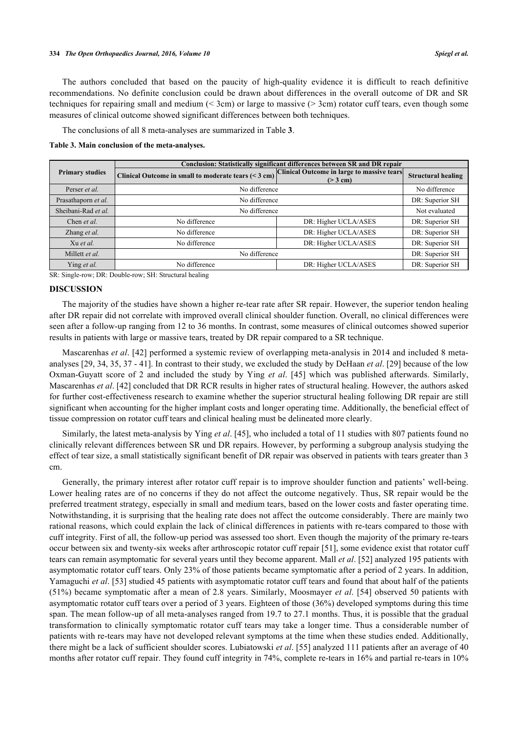The authors concluded that based on the paucity of high-quality evidence it is difficult to reach definitive recommendations. No definite conclusion could be drawn about differences in the overall outcome of DR and SR techniques for repairing small and medium (< 3cm) or large to massive (> 3cm) rotator cuff tears, even though some measures of clinical outcome showed significant differences between both techniques.

The conclusions of all 8 meta-analyses are summarized in Table **3**.

**Table 3. Main conclusion of the meta-analyses.**

| Primary studies | Conclusion: Statistically significant differences between SR and DR repair | | |
|---|---|---|---|
| | Clinical Outcome in small to moderate tears (< 3 cm) | Clinical Outcome in large to massive tears (> 3 cm) | Structural healing |
| Perser *et al.* | No difference | | No difference |
| Prasathaporn *et al.* | No difference | | DR: Superior SH |
| Sheibani-Rad *et al.* | No difference | | Not evaluated |
| Chen *et al.* | No difference | DR: Higher UCLA/ASES | DR: Superior SH |
| Zhang *et al.* | No difference | DR: Higher UCLA/ASES | DR: Superior SH |
| Xu *et al.* | No difference | DR: Higher UCLA/ASES | DR: Superior SH |
| Millett *et al.* | No difference | | DR: Superior SH |
| Ying *et al.* | No difference | DR: Higher UCLA/ASES | DR: Superior SH |

SR: Single-row; DR: Double-row; SH: Structural healing

## DISCUSSION

The majority of the studies have shown a higher re-tear rate after SR repair. However, the superior tendon healing after DR repair did not correlate with improved overall clinical shoulder function. Overall, no clinical differences were seen after a follow-up ranging from 12 to 36 months. In contrast, some measures of clinical outcomes showed superior results in patients with large or massive tears, treated by DR repair compared to a SR technique.

Mascarenhas *et al*. [42] performed a systemic review of overlapping meta-analysis in 2014 and included 8 meta-analyses [29, 34, 35, 37 - 41]. In contrast to their study, we excluded the study by DeHaan *et al*. [29] because of the low Oxman-Guyatt score of 2 and included the study by Ying *et al*. [45] which was published afterwards. Similarly, Mascarenhas *et al*. [42] concluded that DR RCR results in higher rates of structural healing. However, the authors asked for further cost-effectiveness research to examine whether the superior structural healing following DR repair are still significant when accounting for the higher implant costs and longer operating time. Additionally, the beneficial effect of tissue compression on rotator cuff tears and clinical healing must be delineated more clearly.

Similarly, the latest meta-analysis by Ying *et al*. [45], who included a total of 11 studies with 807 patients found no clinically relevant differences between SR und DR repairs. However, by performing a subgroup analysis studying the effect of tear size, a small statistically significant benefit of DR repair was observed in patients with tears greater than 3 cm.

Generally, the primary interest after rotator cuff repair is to improve shoulder function and patients' well-being. Lower healing rates are of no concerns if they do not affect the outcome negatively. Thus, SR repair would be the preferred treatment strategy, especially in small and medium tears, based on the lower costs and faster operating time. Notwithstanding, it is surprising that the healing rate does not affect the outcome considerably. There are mainly two rational reasons, which could explain the lack of clinical differences in patients with re-tears compared to those with cuff integrity. First of all, the follow-up period was assessed too short. Even though the majority of the primary re-tears occur between six and twenty-six weeks after arthroscopic rotator cuff repair [51], some evidence exist that rotator cuff tears can remain asymptomatic for several years until they become apparent. Mall *et al*. [52] analyzed 195 patients with asymptomatic rotator cuff tears. Only 23% of those patients became symptomatic after a period of 2 years. In addition, Yamaguchi *et al*. [53] studied 45 patients with asymptomatic rotator cuff tears and found that about half of the patients (51%) became symptomatic after a mean of 2.8 years. Similarly, Moosmayer *et al*. [54] observed 50 patients with asymptomatic rotator cuff tears over a period of 3 years. Eighteen of those (36%) developed symptoms during this time span. The mean follow-up of all meta-analyses ranged from 19.7 to 27.1 months. Thus, it is possible that the gradual transformation to clinically symptomatic rotator cuff tears may take a longer time. Thus a considerable number of patients with re-tears may have not developed relevant symptoms at the time when these studies ended. Additionally, there might be a lack of sufficient shoulder scores. Lubiatowski *et al*. [55] analyzed 111 patients after an average of 40 months after rotator cuff repair. They found cuff integrity in 74%, complete re-tears in 16% and partial re-tears in 10%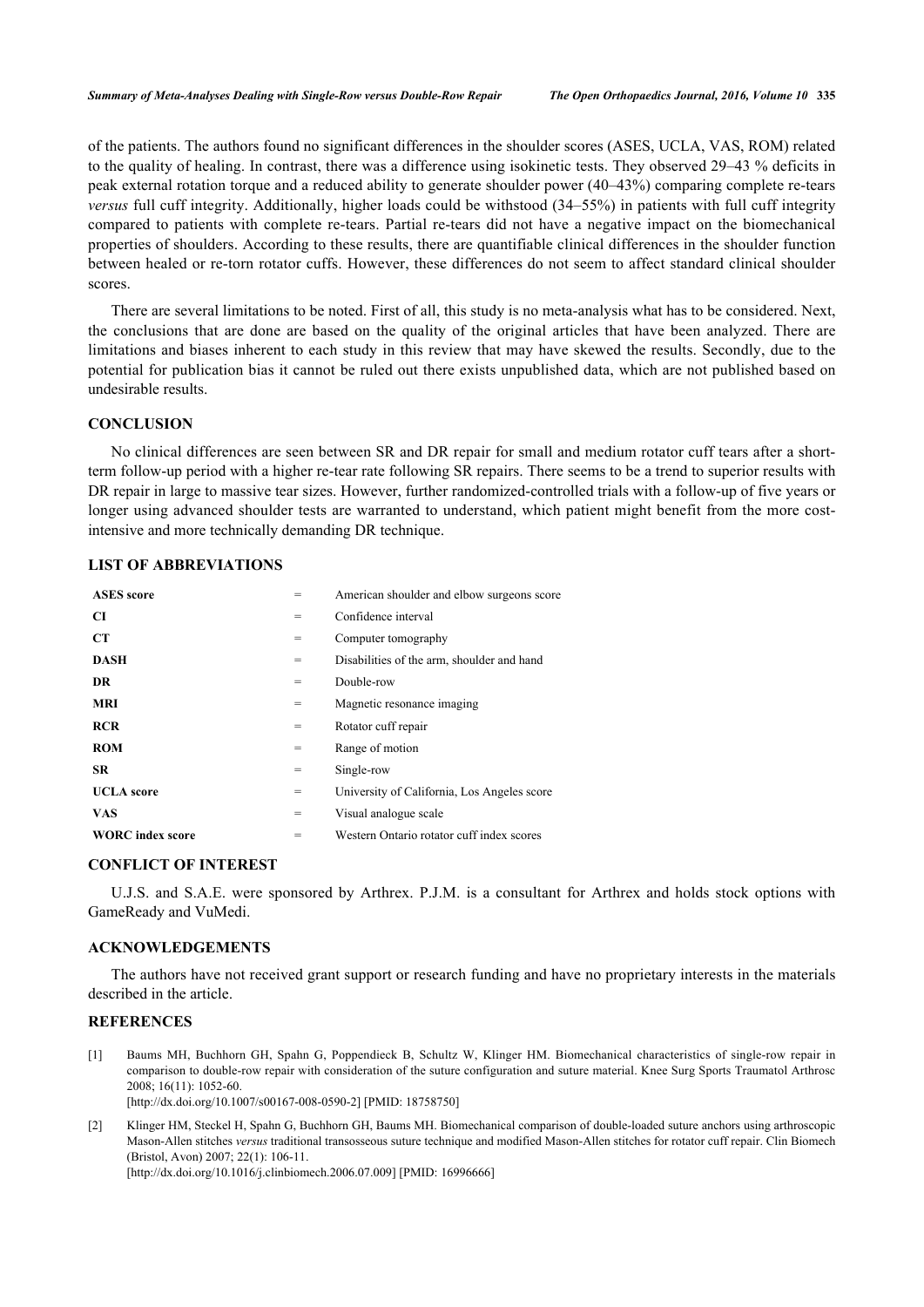of the patients. The authors found no significant differences in the shoulder scores (ASES, UCLA, VAS, ROM) related to the quality of healing. In contrast, there was a difference using isokinetic tests. They observed 29–43 % deficits in peak external rotation torque and a reduced ability to generate shoulder power (40–43%) comparing complete re-tears *versus* full cuff integrity. Additionally, higher loads could be withstood (34–55%) in patients with full cuff integrity compared to patients with complete re-tears. Partial re-tears did not have a negative impact on the biomechanical properties of shoulders. According to these results, there are quantifiable clinical differences in the shoulder function between healed or re-torn rotator cuffs. However, these differences do not seem to affect standard clinical shoulder scores.

There are several limitations to be noted. First of all, this study is no meta-analysis what has to be considered. Next, the conclusions that are done are based on the quality of the original articles that have been analyzed. There are limitations and biases inherent to each study in this review that may have skewed the results. Secondly, due to the potential for publication bias it cannot be ruled out there exists unpublished data, which are not published based on undesirable results.

## CONCLUSION

No clinical differences are seen between SR and DR repair for small and medium rotator cuff tears after a short-term follow-up period with a higher re-tear rate following SR repairs. There seems to be a trend to superior results with DR repair in large to massive tear sizes. However, further randomized-controlled trials with a follow-up of five years or longer using advanced shoulder tests are warranted to understand, which patient might benefit from the more cost-intensive and more technically demanding DR technique.

## LIST OF ABBREVIATIONS

| | | |
|---|---|---|
| **ASES score** | = | American shoulder and elbow surgeons score |
| **CI** | = | Confidence interval |
| **CT** | = | Computer tomography |
| **DASH** | = | Disabilities of the arm, shoulder and hand |
| **DR** | = | Double-row |
| **MRI** | = | Magnetic resonance imaging |
| **RCR** | = | Rotator cuff repair |
| **ROM** | = | Range of motion |
| **SR** | = | Single-row |
| **UCLA score** | = | University of California, Los Angeles score |
| **VAS** | = | Visual analogue scale |
| **WORC index score** | = | Western Ontario rotator cuff index scores |

## CONFLICT OF INTEREST

U.J.S. and S.A.E. were sponsored by Arthrex. P.J.M. is a consultant for Arthrex and holds stock options with GameReady and VuMedi.

## ACKNOWLEDGEMENTS

The authors have not received grant support or research funding and have no proprietary interests in the materials described in the article.

## REFERENCES

[1] Baums MH, Buchhorn GH, Spahn G, Poppendieck B, Schultz W, Klinger HM. Biomechanical characteristics of single-row repair in comparison to double-row repair with consideration of the suture configuration and suture material. Knee Surg Sports Traumatol Arthrosc 2008; 16(11): 1052-60.
[http://dx.doi.org/10.1007/s00167-008-0590-2] [PMID: 18758750]

[2] Klinger HM, Steckel H, Spahn G, Buchhorn GH, Baums MH. Biomechanical comparison of double-loaded suture anchors using arthroscopic Mason-Allen stitches *versus* traditional transosseous suture technique and modified Mason-Allen stitches for rotator cuff repair. Clin Biomech (Bristol, Avon) 2007; 22(1): 106-11.
[http://dx.doi.org/10.1016/j.clinbiomech.2006.07.009] [PMID: 16996666]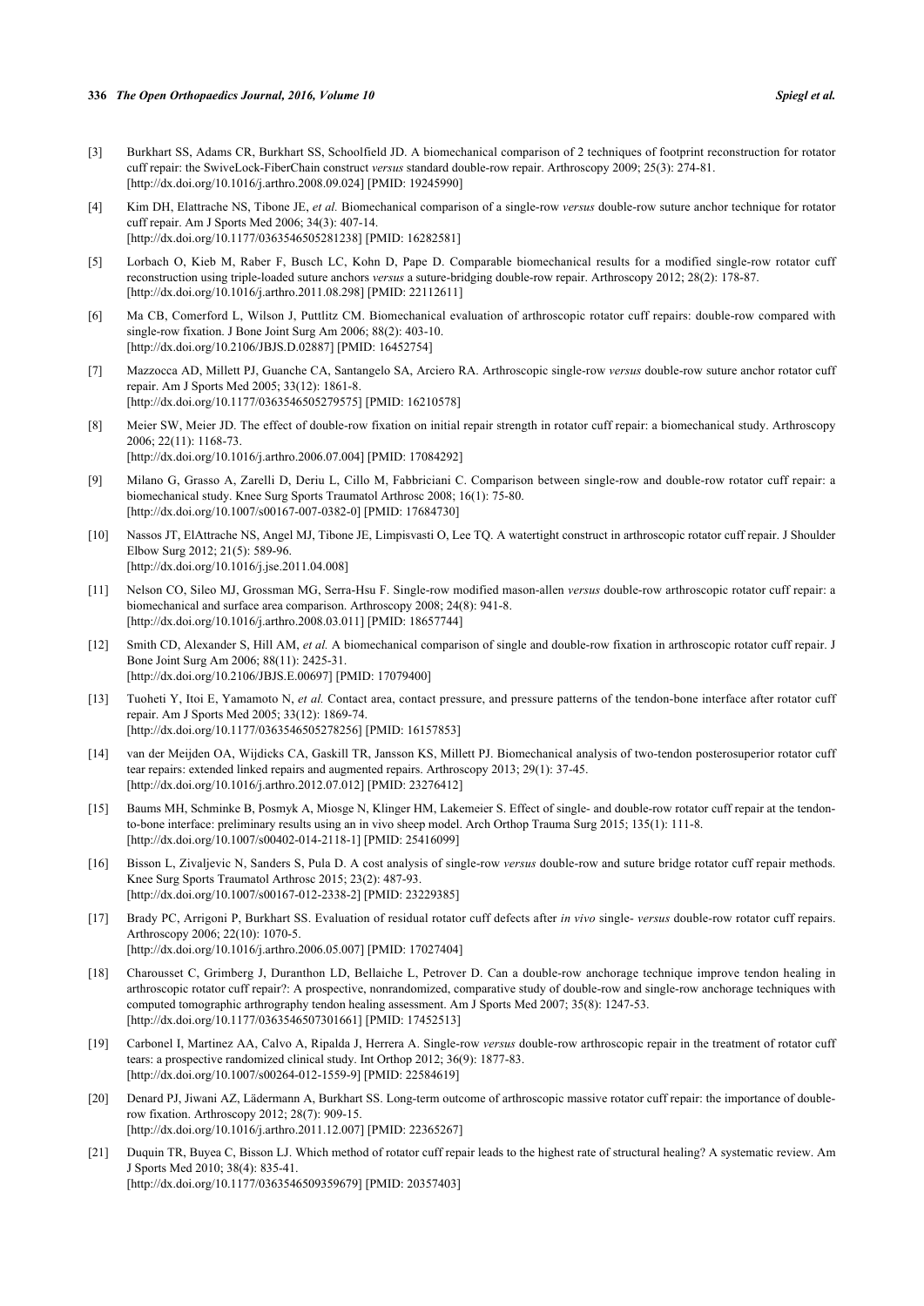[3] Burkhart SS, Adams CR, Burkhart SS, Schoolfield JD. A biomechanical comparison of 2 techniques of footprint reconstruction for rotator cuff repair: the SwiveLock-FiberChain construct *versus* standard double-row repair. Arthroscopy 2009; 25(3): 274-81. [http://dx.doi.org/10.1016/j.arthro.2008.09.024] [PMID: 19245990]

[4] Kim DH, Elattrache NS, Tibone JE, *et al.* Biomechanical comparison of a single-row *versus* double-row suture anchor technique for rotator cuff repair. Am J Sports Med 2006; 34(3): 407-14. [http://dx.doi.org/10.1177/0363546505281238] [PMID: 16282581]

[5] Lorbach O, Kieb M, Raber F, Busch LC, Kohn D, Pape D. Comparable biomechanical results for a modified single-row rotator cuff reconstruction using triple-loaded suture anchors *versus* a suture-bridging double-row repair. Arthroscopy 2012; 28(2): 178-87. [http://dx.doi.org/10.1016/j.arthro.2011.08.298] [PMID: 22112611]

[6] Ma CB, Comerford L, Wilson J, Puttlitz CM. Biomechanical evaluation of arthroscopic rotator cuff repairs: double-row compared with single-row fixation. J Bone Joint Surg Am 2006; 88(2): 403-10. [http://dx.doi.org/10.2106/JBJS.D.02887] [PMID: 16452754]

[7] Mazzocca AD, Millett PJ, Guanche CA, Santangelo SA, Arciero RA. Arthroscopic single-row *versus* double-row suture anchor rotator cuff repair. Am J Sports Med 2005; 33(12): 1861-8. [http://dx.doi.org/10.1177/0363546505279575] [PMID: 16210578]

[8] Meier SW, Meier JD. The effect of double-row fixation on initial repair strength in rotator cuff repair: a biomechanical study. Arthroscopy 2006; 22(11): 1168-73. [http://dx.doi.org/10.1016/j.arthro.2006.07.004] [PMID: 17084292]

[9] Milano G, Grasso A, Zarelli D, Deriu L, Cillo M, Fabbriciani C. Comparison between single-row and double-row rotator cuff repair: a biomechanical study. Knee Surg Sports Traumatol Arthrosc 2008; 16(1): 75-80. [http://dx.doi.org/10.1007/s00167-007-0382-0] [PMID: 17684730]

[10] Nassos JT, ElAttrache NS, Angel MJ, Tibone JE, Limpisvasti O, Lee TQ. A watertight construct in arthroscopic rotator cuff repair. J Shoulder Elbow Surg 2012; 21(5): 589-96. [http://dx.doi.org/10.1016/j.jse.2011.04.008]

[11] Nelson CO, Sileo MJ, Grossman MG, Serra-Hsu F. Single-row modified mason-allen *versus* double-row arthroscopic rotator cuff repair: a biomechanical and surface area comparison. Arthroscopy 2008; 24(8): 941-8. [http://dx.doi.org/10.1016/j.arthro.2008.03.011] [PMID: 18657744]

[12] Smith CD, Alexander S, Hill AM, *et al.* A biomechanical comparison of single and double-row fixation in arthroscopic rotator cuff repair. J Bone Joint Surg Am 2006; 88(11): 2425-31. [http://dx.doi.org/10.2106/JBJS.E.00697] [PMID: 17079400]

[13] Tuoheti Y, Itoi E, Yamamoto N, *et al.* Contact area, contact pressure, and pressure patterns of the tendon-bone interface after rotator cuff repair. Am J Sports Med 2005; 33(12): 1869-74. [http://dx.doi.org/10.1177/0363546505278256] [PMID: 16157853]

[14] van der Meijden OA, Wijdicks CA, Gaskill TR, Jansson KS, Millett PJ. Biomechanical analysis of two-tendon posterosuperior rotator cuff tear repairs: extended linked repairs and augmented repairs. Arthroscopy 2013; 29(1): 37-45. [http://dx.doi.org/10.1016/j.arthro.2012.07.012] [PMID: 23276412]

[15] Baums MH, Schminke B, Posmyk A, Miosge N, Klinger HM, Lakemeier S. Effect of single- and double-row rotator cuff repair at the tendon-to-bone interface: preliminary results using an in vivo sheep model. Arch Orthop Trauma Surg 2015; 135(1): 111-8. [http://dx.doi.org/10.1007/s00402-014-2118-1] [PMID: 25416099]

[16] Bisson L, Zivaljevic N, Sanders S, Pula D. A cost analysis of single-row *versus* double-row and suture bridge rotator cuff repair methods. Knee Surg Sports Traumatol Arthrosc 2015; 23(2): 487-93. [http://dx.doi.org/10.1007/s00167-012-2338-2] [PMID: 23229385]

[17] Brady PC, Arrigoni P, Burkhart SS. Evaluation of residual rotator cuff defects after *in vivo* single- *versus* double-row rotator cuff repairs. Arthroscopy 2006; 22(10): 1070-5. [http://dx.doi.org/10.1016/j.arthro.2006.05.007] [PMID: 17027404]

[18] Charousset C, Grimberg J, Duranthon LD, Bellaiche L, Petrover D. Can a double-row anchorage technique improve tendon healing in arthroscopic rotator cuff repair?: A prospective, nonrandomized, comparative study of double-row and single-row anchorage techniques with computed tomographic arthrography tendon healing assessment. Am J Sports Med 2007; 35(8): 1247-53. [http://dx.doi.org/10.1177/0363546507301661] [PMID: 17452513]

[19] Carbonel I, Martinez AA, Calvo A, Ripalda J, Herrera A. Single-row *versus* double-row arthroscopic repair in the treatment of rotator cuff tears: a prospective randomized clinical study. Int Orthop 2012; 36(9): 1877-83. [http://dx.doi.org/10.1007/s00264-012-1559-9] [PMID: 22584619]

[20] Denard PJ, Jiwani AZ, Lädermann A, Burkhart SS. Long-term outcome of arthroscopic massive rotator cuff repair: the importance of double-row fixation. Arthroscopy 2012; 28(7): 909-15. [http://dx.doi.org/10.1016/j.arthro.2011.12.007] [PMID: 22365267]

[21] Duquin TR, Buyea C, Bisson LJ. Which method of rotator cuff repair leads to the highest rate of structural healing? A systematic review. Am J Sports Med 2010; 38(4): 835-41. [http://dx.doi.org/10.1177/0363546509359679] [PMID: 20357403]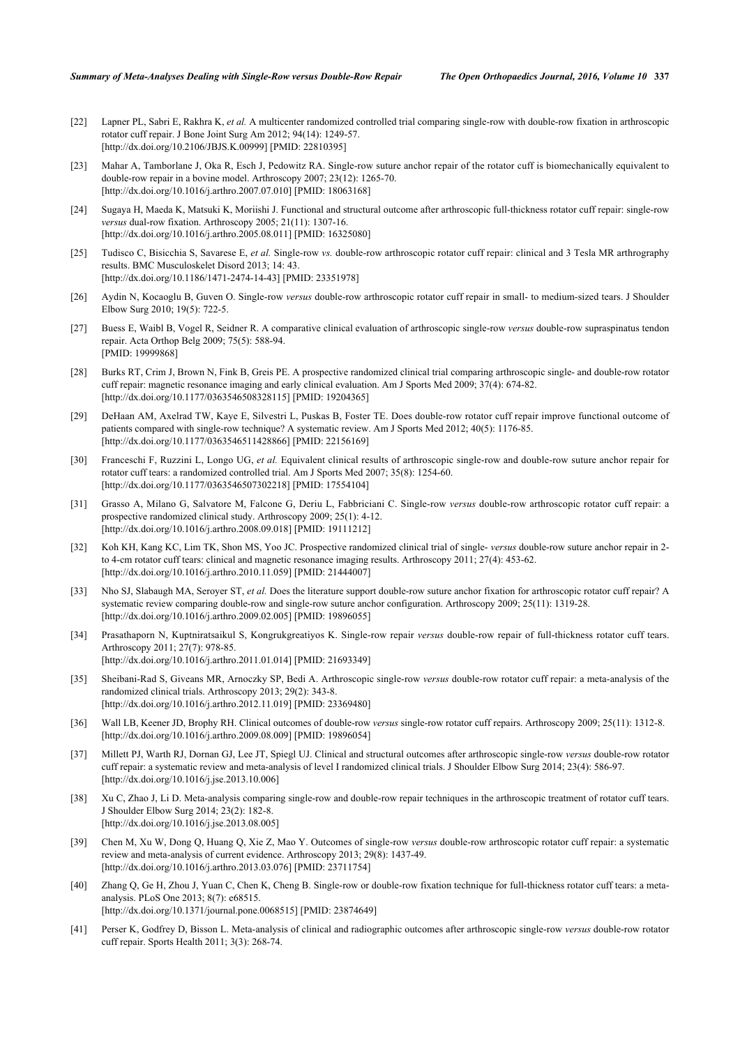[22] Lapner PL, Sabri E, Rakhra K, *et al.* A multicenter randomized controlled trial comparing single-row with double-row fixation in arthroscopic rotator cuff repair. J Bone Joint Surg Am 2012; 94(14): 1249-57.
[http://dx.doi.org/10.2106/JBJS.K.00999] [PMID: 22810395]

[23] Mahar A, Tamborlane J, Oka R, Esch J, Pedowitz RA. Single-row suture anchor repair of the rotator cuff is biomechanically equivalent to double-row repair in a bovine model. Arthroscopy 2007; 23(12): 1265-70.
[http://dx.doi.org/10.1016/j.arthro.2007.07.010] [PMID: 18063168]

[24] Sugaya H, Maeda K, Matsuki K, Moriishi J. Functional and structural outcome after arthroscopic full-thickness rotator cuff repair: single-row *versus* dual-row fixation. Arthroscopy 2005; 21(11): 1307-16.
[http://dx.doi.org/10.1016/j.arthro.2005.08.011] [PMID: 16325080]

[25] Tudisco C, Bisicchia S, Savarese E, *et al.* Single-row *vs.* double-row arthroscopic rotator cuff repair: clinical and 3 Tesla MR arthrography results. BMC Musculoskelet Disord 2013; 14: 43.
[http://dx.doi.org/10.1186/1471-2474-14-43] [PMID: 23351978]

[26] Aydin N, Kocaoglu B, Guven O. Single-row *versus* double-row arthroscopic rotator cuff repair in small- to medium-sized tears. J Shoulder Elbow Surg 2010; 19(5): 722-5.

[27] Buess E, Waibl B, Vogel R, Seidner R. A comparative clinical evaluation of arthroscopic single-row *versus* double-row supraspinatus tendon repair. Acta Orthop Belg 2009; 75(5): 588-94.
[PMID: 19999868]

[28] Burks RT, Crim J, Brown N, Fink B, Greis PE. A prospective randomized clinical trial comparing arthroscopic single- and double-row rotator cuff repair: magnetic resonance imaging and early clinical evaluation. Am J Sports Med 2009; 37(4): 674-82.
[http://dx.doi.org/10.1177/0363546508328115] [PMID: 19204365]

[29] DeHaan AM, Axelrad TW, Kaye E, Silvestri L, Puskas B, Foster TE. Does double-row rotator cuff repair improve functional outcome of patients compared with single-row technique? A systematic review. Am J Sports Med 2012; 40(5): 1176-85.
[http://dx.doi.org/10.1177/0363546511428866] [PMID: 22156169]

[30] Franceschi F, Ruzzini L, Longo UG, *et al.* Equivalent clinical results of arthroscopic single-row and double-row suture anchor repair for rotator cuff tears: a randomized controlled trial. Am J Sports Med 2007; 35(8): 1254-60.
[http://dx.doi.org/10.1177/0363546507302218] [PMID: 17554104]

[31] Grasso A, Milano G, Salvatore M, Falcone G, Deriu L, Fabbriciani C. Single-row *versus* double-row arthroscopic rotator cuff repair: a prospective randomized clinical study. Arthroscopy 2009; 25(1): 4-12.
[http://dx.doi.org/10.1016/j.arthro.2008.09.018] [PMID: 19111212]

[32] Koh KH, Kang KC, Lim TK, Shon MS, Yoo JC. Prospective randomized clinical trial of single- *versus* double-row suture anchor repair in 2- to 4-cm rotator cuff tears: clinical and magnetic resonance imaging results. Arthroscopy 2011; 27(4): 453-62.
[http://dx.doi.org/10.1016/j.arthro.2010.11.059] [PMID: 21444007]

[33] Nho SJ, Slabaugh MA, Seroyer ST, *et al.* Does the literature support double-row suture anchor fixation for arthroscopic rotator cuff repair? A systematic review comparing double-row and single-row suture anchor configuration. Arthroscopy 2009; 25(11): 1319-28.
[http://dx.doi.org/10.1016/j.arthro.2009.02.005] [PMID: 19896055]

[34] Prasathaporn N, Kuptniratsaikul S, Kongrukgreatiyos K. Single-row repair *versus* double-row repair of full-thickness rotator cuff tears. Arthroscopy 2011; 27(7): 978-85.
[http://dx.doi.org/10.1016/j.arthro.2011.01.014] [PMID: 21693349]

[35] Sheibani-Rad S, Giveans MR, Arnoczky SP, Bedi A. Arthroscopic single-row *versus* double-row rotator cuff repair: a meta-analysis of the randomized clinical trials. Arthroscopy 2013; 29(2): 343-8.
[http://dx.doi.org/10.1016/j.arthro.2012.11.019] [PMID: 23369480]

[36] Wall LB, Keener JD, Brophy RH. Clinical outcomes of double-row *versus* single-row rotator cuff repairs. Arthroscopy 2009; 25(11): 1312-8.
[http://dx.doi.org/10.1016/j.arthro.2009.08.009] [PMID: 19896054]

[37] Millett PJ, Warth RJ, Dornan GJ, Lee JT, Spiegl UJ. Clinical and structural outcomes after arthroscopic single-row *versus* double-row rotator cuff repair: a systematic review and meta-analysis of level I randomized clinical trials. J Shoulder Elbow Surg 2014; 23(4): 586-97.
[http://dx.doi.org/10.1016/j.jse.2013.10.006]

[38] Xu C, Zhao J, Li D. Meta-analysis comparing single-row and double-row repair techniques in the arthroscopic treatment of rotator cuff tears. J Shoulder Elbow Surg 2014; 23(2): 182-8.
[http://dx.doi.org/10.1016/j.jse.2013.08.005]

[39] Chen M, Xu W, Dong Q, Huang Q, Xie Z, Mao Y. Outcomes of single-row *versus* double-row arthroscopic rotator cuff repair: a systematic review and meta-analysis of current evidence. Arthroscopy 2013; 29(8): 1437-49.
[http://dx.doi.org/10.1016/j.arthro.2013.03.076] [PMID: 23711754]

[40] Zhang Q, Ge H, Zhou J, Yuan C, Chen K, Cheng B. Single-row or double-row fixation technique for full-thickness rotator cuff tears: a meta-analysis. PLoS One 2013; 8(7): e68515.
[http://dx.doi.org/10.1371/journal.pone.0068515] [PMID: 23874649]

[41] Perser K, Godfrey D, Bisson L. Meta-analysis of clinical and radiographic outcomes after arthroscopic single-row *versus* double-row rotator cuff repair. Sports Health 2011; 3(3): 268-74.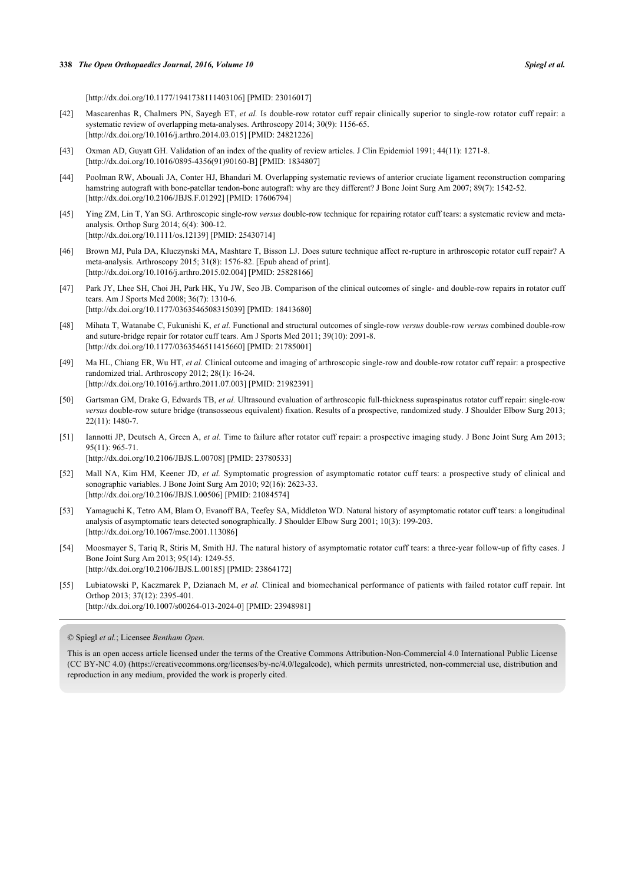[http://dx.doi.org/10.1177/1941738111403106] [PMID: 23016017]

[42] Mascarenhas R, Chalmers PN, Sayegh ET, *et al.* Is double-row rotator cuff repair clinically superior to single-row rotator cuff repair: a systematic review of overlapping meta-analyses. Arthroscopy 2014; 30(9): 1156-65. [http://dx.doi.org/10.1016/j.arthro.2014.03.015] [PMID: 24821226]

[43] Oxman AD, Guyatt GH. Validation of an index of the quality of review articles. J Clin Epidemiol 1991; 44(11): 1271-8. [http://dx.doi.org/10.1016/0895-4356(91)90160-B] [PMID: 1834807]

[44] Poolman RW, Abouali JA, Conter HJ, Bhandari M. Overlapping systematic reviews of anterior cruciate ligament reconstruction comparing hamstring autograft with bone-patellar tendon-bone autograft: why are they different? J Bone Joint Surg Am 2007; 89(7): 1542-52. [http://dx.doi.org/10.2106/JBJS.F.01292] [PMID: 17606794]

[45] Ying ZM, Lin T, Yan SG. Arthroscopic single-row *versus* double-row technique for repairing rotator cuff tears: a systematic review and meta-analysis. Orthop Surg 2014; 6(4): 300-12. [http://dx.doi.org/10.1111/os.12139] [PMID: 25430714]

[46] Brown MJ, Pula DA, Kluczynski MA, Mashtare T, Bisson LJ. Does suture technique affect re-rupture in arthroscopic rotator cuff repair? A meta-analysis. Arthroscopy 2015; 31(8): 1576-82. [Epub ahead of print]. [http://dx.doi.org/10.1016/j.arthro.2015.02.004] [PMID: 25828166]

[47] Park JY, Lhee SH, Choi JH, Park HK, Yu JW, Seo JB. Comparison of the clinical outcomes of single- and double-row repairs in rotator cuff tears. Am J Sports Med 2008; 36(7): 1310-6. [http://dx.doi.org/10.1177/0363546508315039] [PMID: 18413680]

[48] Mihata T, Watanabe C, Fukunishi K, *et al.* Functional and structural outcomes of single-row *versus* double-row *versus* combined double-row and suture-bridge repair for rotator cuff tears. Am J Sports Med 2011; 39(10): 2091-8. [http://dx.doi.org/10.1177/0363546511415660] [PMID: 21785001]

[49] Ma HL, Chiang ER, Wu HT, *et al.* Clinical outcome and imaging of arthroscopic single-row and double-row rotator cuff repair: a prospective randomized trial. Arthroscopy 2012; 28(1): 16-24. [http://dx.doi.org/10.1016/j.arthro.2011.07.003] [PMID: 21982391]

[50] Gartsman GM, Drake G, Edwards TB, *et al.* Ultrasound evaluation of arthroscopic full-thickness supraspinatus rotator cuff repair: single-row *versus* double-row suture bridge (transosseous equivalent) fixation. Results of a prospective, randomized study. J Shoulder Elbow Surg 2013; 22(11): 1480-7.

[51] Iannotti JP, Deutsch A, Green A, *et al.* Time to failure after rotator cuff repair: a prospective imaging study. J Bone Joint Surg Am 2013; 95(11): 965-71. [http://dx.doi.org/10.2106/JBJS.L.00708] [PMID: 23780533]

[52] Mall NA, Kim HM, Keener JD, *et al.* Symptomatic progression of asymptomatic rotator cuff tears: a prospective study of clinical and sonographic variables. J Bone Joint Surg Am 2010; 92(16): 2623-33. [http://dx.doi.org/10.2106/JBJS.I.00506] [PMID: 21084574]

[53] Yamaguchi K, Tetro AM, Blam O, Evanoff BA, Teefey SA, Middleton WD. Natural history of asymptomatic rotator cuff tears: a longitudinal analysis of asymptomatic tears detected sonographically. J Shoulder Elbow Surg 2001; 10(3): 199-203. [http://dx.doi.org/10.1067/mse.2001.113086]

[54] Moosmayer S, Tariq R, Stiris M, Smith HJ. The natural history of asymptomatic rotator cuff tears: a three-year follow-up of fifty cases. J Bone Joint Surg Am 2013; 95(14): 1249-55. [http://dx.doi.org/10.2106/JBJS.L.00185] [PMID: 23864172]

[55] Lubiatowski P, Kaczmarek P, Dzianach M, *et al.* Clinical and biomechanical performance of patients with failed rotator cuff repair. Int Orthop 2013; 37(12): 2395-401. [http://dx.doi.org/10.1007/s00264-013-2024-0] [PMID: 23948981]

© Spiegl *et al.*; Licensee *Bentham Open.*

This is an open access article licensed under the terms of the Creative Commons Attribution-Non-Commercial 4.0 International Public License (CC BY-NC 4.0) (https://creativecommons.org/licenses/by-nc/4.0/legalcode), which permits unrestricted, non-commercial use, distribution and reproduction in any medium, provided the work is properly cited.